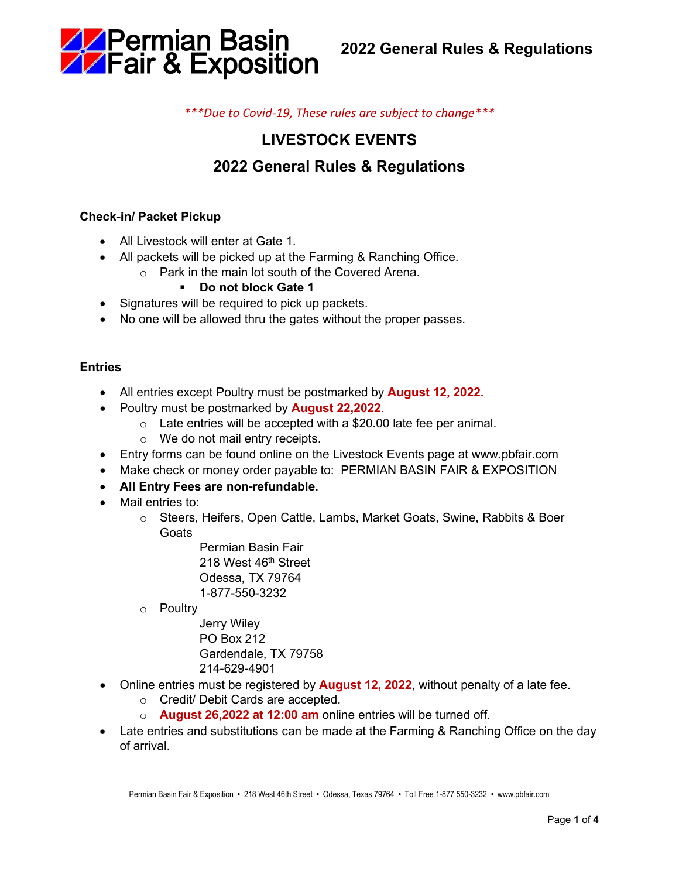***Due to Covid-19, These rules are subject to change***

# LIVESTOCK EVENTS

## 2022 General Rules & Regulations

### Check-in/ Packet Pickup

- All Livestock will enter at Gate 1.
- All packets will be picked up at the Farming & Ranching Office.
  - Park in the main lot south of the Covered Arena.
    - **Do not block Gate 1**
- Signatures will be required to pick up packets.
- No one will be allowed thru the gates without the proper passes.

### Entries

- All entries except Poultry must be postmarked by **August 12, 2022.**
- Poultry must be postmarked by **August 22,2022**.
  - Late entries will be accepted with a $20.00 late fee per animal.
  - We do not mail entry receipts.
- Entry forms can be found online on the Livestock Events page at www.pbfair.com
- Make check or money order payable to: PERMIAN BASIN FAIR & EXPOSITION
- **All Entry Fees are non-refundable.**
- Mail entries to:
  - Steers, Heifers, Open Cattle, Lambs, Market Goats, Swine, Rabbits & Boer Goats

    Permian Basin Fair
    218 West 46th Street
    Odessa, TX 79764
    1-877-550-3232
  - Poultry

    Jerry Wiley
    PO Box 212
    Gardendale, TX 79758
    214-629-4901
- Online entries must be registered by **August 12, 2022**, without penalty of a late fee.
  - Credit/ Debit Cards are accepted.
  - **August 26,2022 at 12:00 am** online entries will be turned off.
- Late entries and substitutions can be made at the Farming & Ranching Office on the day of arrival.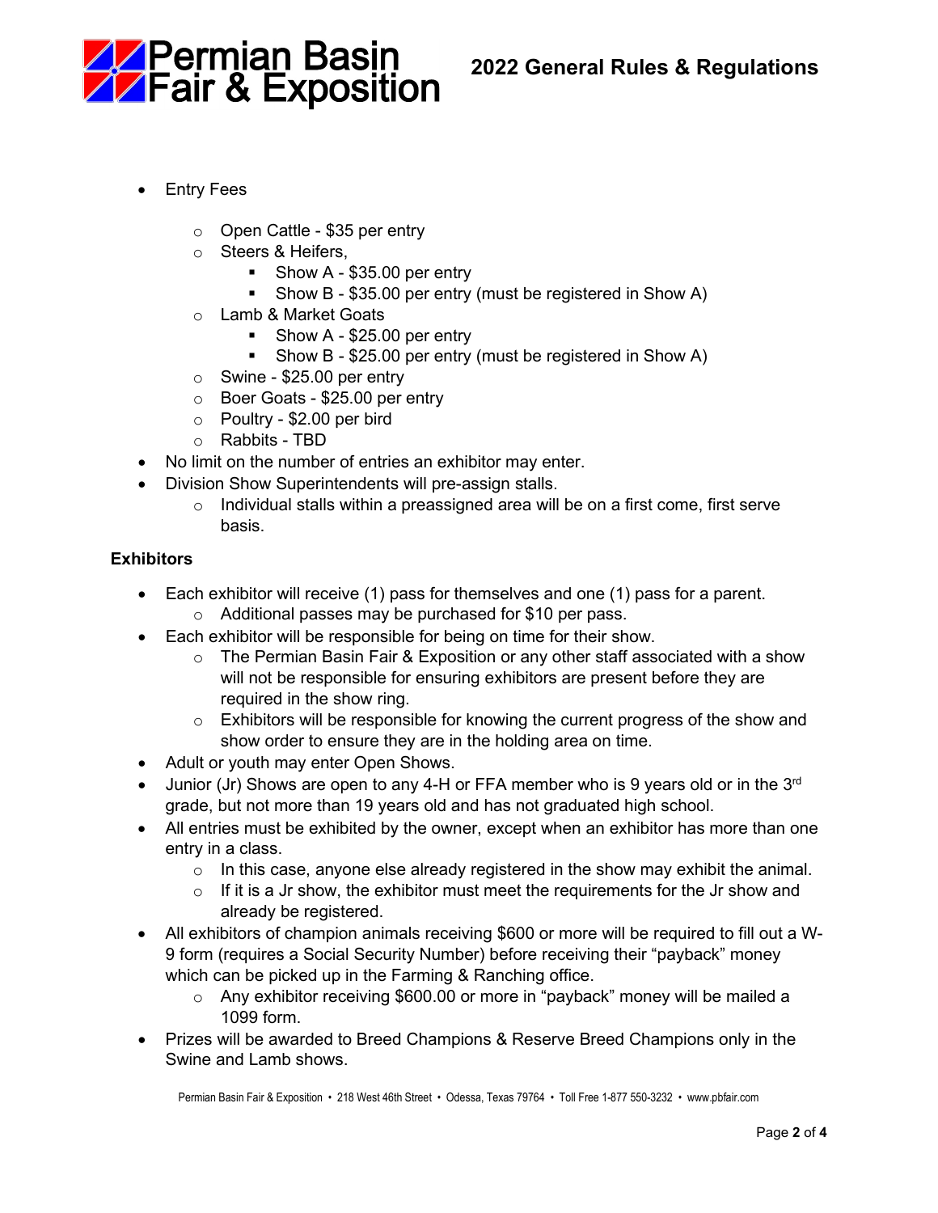- Entry Fees
  - Open Cattle - $35 per entry
  - Steers & Heifers,
    - Show A - $35.00 per entry
    - Show B - $35.00 per entry (must be registered in Show A)
  - Lamb & Market Goats
    - Show A - $25.00 per entry
    - Show B - $25.00 per entry (must be registered in Show A)
  - Swine - $25.00 per entry
  - Boer Goats - $25.00 per entry
  - Poultry - $2.00 per bird
  - Rabbits - TBD
- No limit on the number of entries an exhibitor may enter.
- Division Show Superintendents will pre-assign stalls.
  - Individual stalls within a preassigned area will be on a first come, first serve basis.

### Exhibitors

- Each exhibitor will receive (1) pass for themselves and one (1) pass for a parent.
  - Additional passes may be purchased for $10 per pass.
- Each exhibitor will be responsible for being on time for their show.
  - The Permian Basin Fair & Exposition or any other staff associated with a show will not be responsible for ensuring exhibitors are present before they are required in the show ring.
  - Exhibitors will be responsible for knowing the current progress of the show and show order to ensure they are in the holding area on time.
- Adult or youth may enter Open Shows.
- Junior (Jr) Shows are open to any 4-H or FFA member who is 9 years old or in the 3rd grade, but not more than 19 years old and has not graduated high school.
- All entries must be exhibited by the owner, except when an exhibitor has more than one entry in a class.
  - In this case, anyone else already registered in the show may exhibit the animal.
  - If it is a Jr show, the exhibitor must meet the requirements for the Jr show and already be registered.
- All exhibitors of champion animals receiving $600 or more will be required to fill out a W-9 form (requires a Social Security Number) before receiving their "payback" money which can be picked up in the Farming & Ranching office.
  - Any exhibitor receiving $600.00 or more in "payback" money will be mailed a 1099 form.
- Prizes will be awarded to Breed Champions & Reserve Breed Champions only in the Swine and Lamb shows.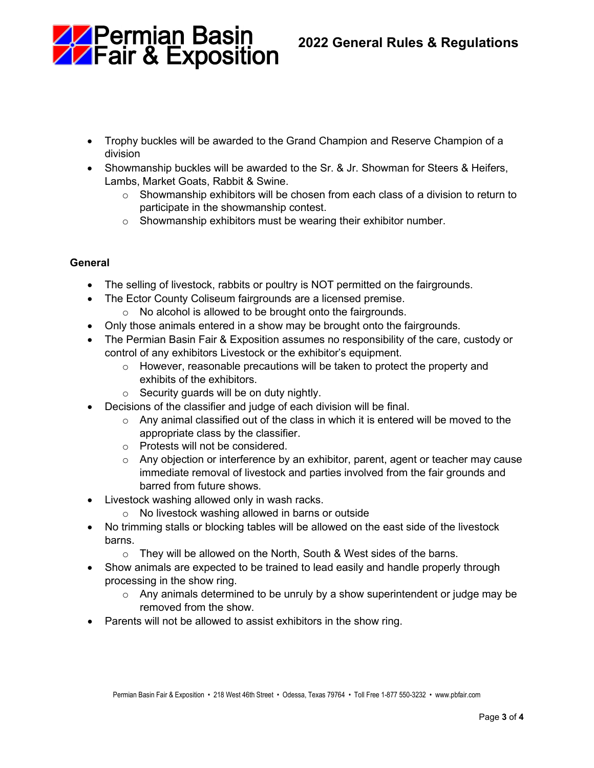- Trophy buckles will be awarded to the Grand Champion and Reserve Champion of a division
- Showmanship buckles will be awarded to the Sr. & Jr. Showman for Steers & Heifers, Lambs, Market Goats, Rabbit & Swine.
  - Showmanship exhibitors will be chosen from each class of a division to return to participate in the showmanship contest.
  - Showmanship exhibitors must be wearing their exhibitor number.

**General**

- The selling of livestock, rabbits or poultry is NOT permitted on the fairgrounds.
- The Ector County Coliseum fairgrounds are a licensed premise.
  - No alcohol is allowed to be brought onto the fairgrounds.
- Only those animals entered in a show may be brought onto the fairgrounds.
- The Permian Basin Fair & Exposition assumes no responsibility of the care, custody or control of any exhibitors Livestock or the exhibitor's equipment.
  - However, reasonable precautions will be taken to protect the property and exhibits of the exhibitors.
  - Security guards will be on duty nightly.
- Decisions of the classifier and judge of each division will be final.
  - Any animal classified out of the class in which it is entered will be moved to the appropriate class by the classifier.
  - Protests will not be considered.
  - Any objection or interference by an exhibitor, parent, agent or teacher may cause immediate removal of livestock and parties involved from the fair grounds and barred from future shows.
- Livestock washing allowed only in wash racks.
  - No livestock washing allowed in barns or outside
- No trimming stalls or blocking tables will be allowed on the east side of the livestock barns.
  - They will be allowed on the North, South & West sides of the barns.
- Show animals are expected to be trained to lead easily and handle properly through processing in the show ring.
  - Any animals determined to be unruly by a show superintendent or judge may be removed from the show.
- Parents will not be allowed to assist exhibitors in the show ring.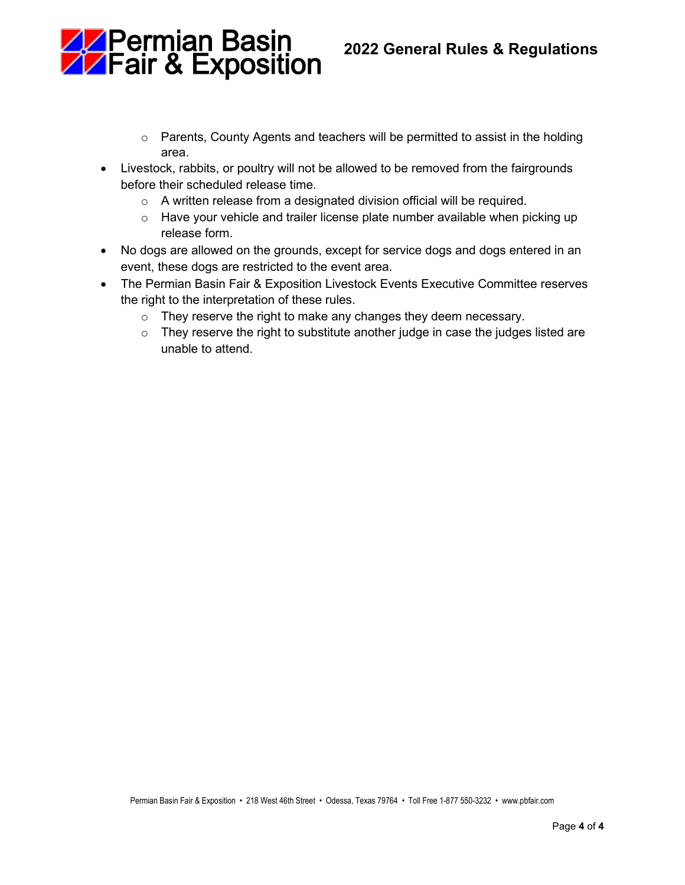- Parents, County Agents and teachers will be permitted to assist in the holding area.
- Livestock, rabbits, or poultry will not be allowed to be removed from the fairgrounds before their scheduled release time.
  - A written release from a designated division official will be required.
  - Have your vehicle and trailer license plate number available when picking up release form.
- No dogs are allowed on the grounds, except for service dogs and dogs entered in an event, these dogs are restricted to the event area.
- The Permian Basin Fair & Exposition Livestock Events Executive Committee reserves the right to the interpretation of these rules.
  - They reserve the right to make any changes they deem necessary.
  - They reserve the right to substitute another judge in case the judges listed are unable to attend.